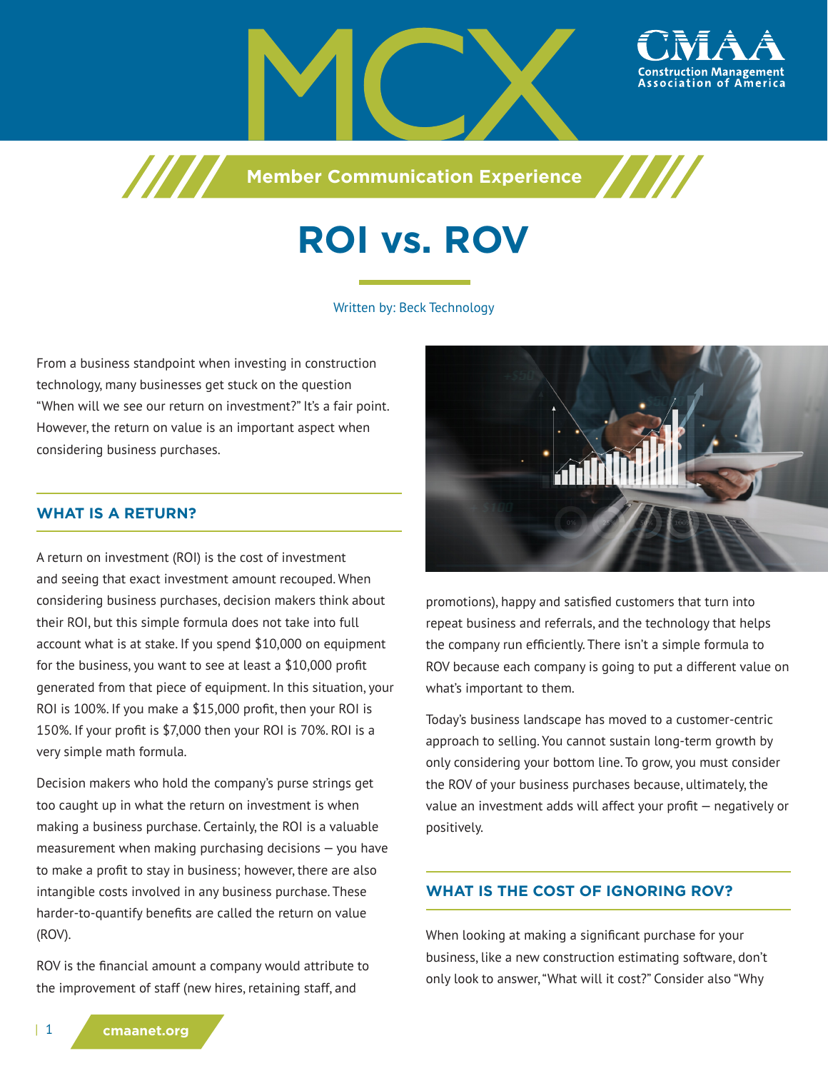# ROI vs. ROV

Written by: Beck Technology

From a business standpoint when investing in construction technology, many businesses get stuck on the question "When will we see our return on investment?" It's a fair point. However, the return on value is an important aspect when considering business purchases.

## WHAT IS A RETURN?

A return on investment (ROI) is the cost of investment and seeing that exact investment amount recouped. When considering business purchases, decision makers think about their ROI, but this simple formula does not take into full account what is at stake. If you spend $10,000 on equipment for the business, you want to see at least a $10,000 profit generated from that piece of equipment. In this situation, your ROI is 100%. If you make a $15,000 profit, then your ROI is 150%. If your profit is $7,000 then your ROI is 70%. ROI is a very simple math formula.

Decision makers who hold the company's purse strings get too caught up in what the return on investment is when making a business purchase. Certainly, the ROI is a valuable measurement when making purchasing decisions — you have to make a profit to stay in business; however, there are also intangible costs involved in any business purchase. These harder-to-quantify benefits are called the return on value (ROV).

ROV is the financial amount a company would attribute to the improvement of staff (new hires, retaining staff, and promotions), happy and satisfied customers that turn into repeat business and referrals, and the technology that helps the company run efficiently. There isn't a simple formula to ROV because each company is going to put a different value on what's important to them.

Today's business landscape has moved to a customer-centric approach to selling. You cannot sustain long-term growth by only considering your bottom line. To grow, you must consider the ROV of your business purchases because, ultimately, the value an investment adds will affect your profit — negatively or positively.

## WHAT IS THE COST OF IGNORING ROV?

When looking at making a significant purchase for your business, like a new construction estimating software, don't only look to answer, "What will it cost?" Consider also "Why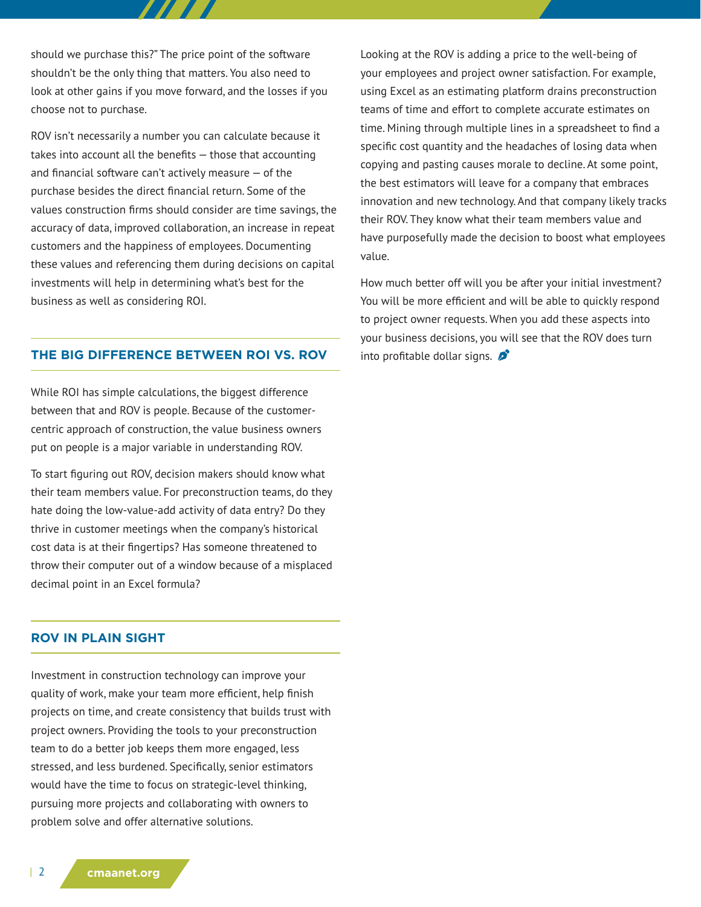should we purchase this?" The price point of the software shouldn't be the only thing that matters. You also need to look at other gains if you move forward, and the losses if you choose not to purchase.

ROV isn't necessarily a number you can calculate because it takes into account all the benefits — those that accounting and financial software can't actively measure — of the purchase besides the direct financial return. Some of the values construction firms should consider are time savings, the accuracy of data, improved collaboration, an increase in repeat customers and the happiness of employees. Documenting these values and referencing them during decisions on capital investments will help in determining what's best for the business as well as considering ROI.

## THE BIG DIFFERENCE BETWEEN ROI VS. ROV

While ROI has simple calculations, the biggest difference between that and ROV is people. Because of the customer-centric approach of construction, the value business owners put on people is a major variable in understanding ROV.

To start figuring out ROV, decision makers should know what their team members value. For preconstruction teams, do they hate doing the low-value-add activity of data entry? Do they thrive in customer meetings when the company's historical cost data is at their fingertips? Has someone threatened to throw their computer out of a window because of a misplaced decimal point in an Excel formula?

## ROV IN PLAIN SIGHT

Investment in construction technology can improve your quality of work, make your team more efficient, help finish projects on time, and create consistency that builds trust with project owners. Providing the tools to your preconstruction team to do a better job keeps them more engaged, less stressed, and less burdened. Specifically, senior estimators would have the time to focus on strategic-level thinking, pursuing more projects and collaborating with owners to problem solve and offer alternative solutions.

Looking at the ROV is adding a price to the well-being of your employees and project owner satisfaction. For example, using Excel as an estimating platform drains preconstruction teams of time and effort to complete accurate estimates on time. Mining through multiple lines in a spreadsheet to find a specific cost quantity and the headaches of losing data when copying and pasting causes morale to decline. At some point, the best estimators will leave for a company that embraces innovation and new technology. And that company likely tracks their ROV. They know what their team members value and have purposefully made the decision to boost what employees value.

How much better off will you be after your initial investment? You will be more efficient and will be able to quickly respond to project owner requests. When you add these aspects into your business decisions, you will see that the ROV does turn into profitable dollar signs.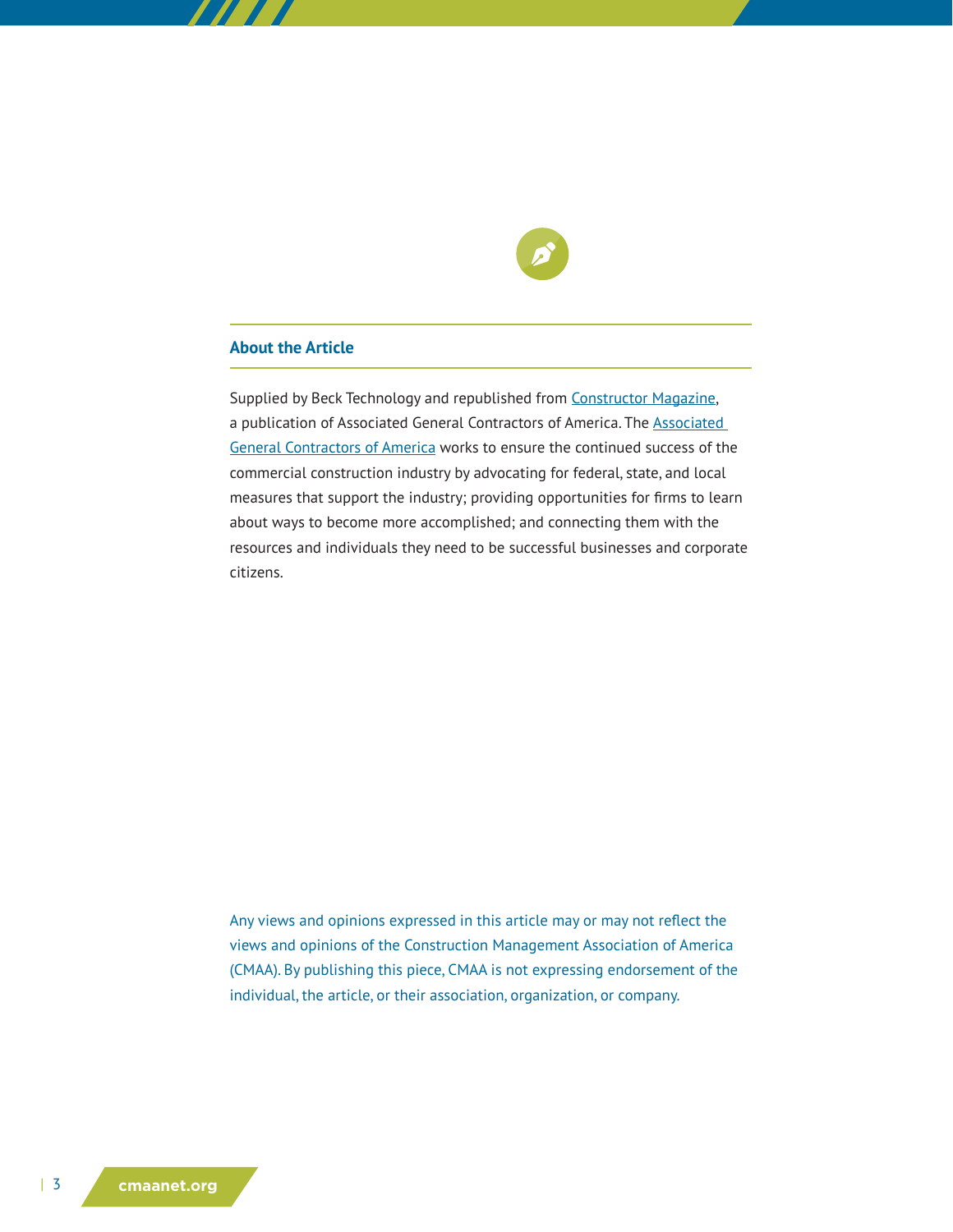### About the Article

Supplied by Beck Technology and republished from Constructor Magazine, a publication of Associated General Contractors of America. The Associated General Contractors of America works to ensure the continued success of the commercial construction industry by advocating for federal, state, and local measures that support the industry; providing opportunities for firms to learn about ways to become more accomplished; and connecting them with the resources and individuals they need to be successful businesses and corporate citizens.

Any views and opinions expressed in this article may or may not reflect the views and opinions of the Construction Management Association of America (CMAA). By publishing this piece, CMAA is not expressing endorsement of the individual, the article, or their association, organization, or company.